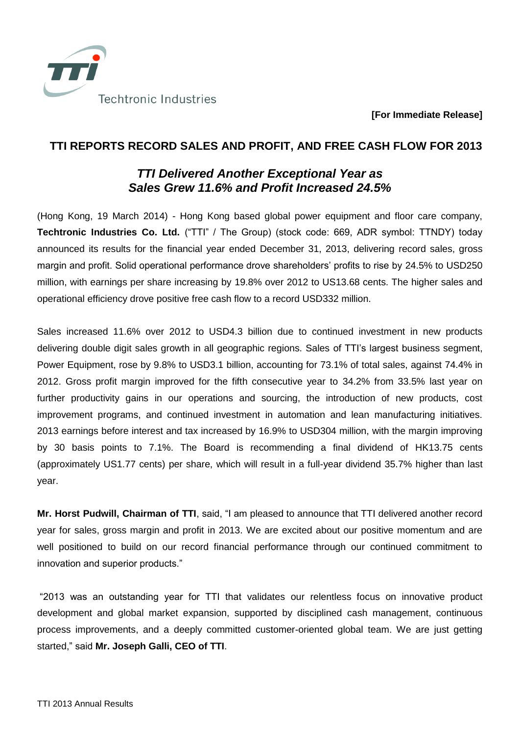Techtronic Industries

**[For Immediate Release]**

# TTI REPORTS RECORD SALES AND PROFIT, AND FREE CASH FLOW FOR 2013

## *TTI Delivered Another Exceptional Year as Sales Grew 11.6% and Profit Increased 24.5%*

(Hong Kong, 19 March 2014) - Hong Kong based global power equipment and floor care company, **Techtronic Industries Co. Ltd.** ("TTI" / The Group) (stock code: 669, ADR symbol: TTNDY) today announced its results for the financial year ended December 31, 2013, delivering record sales, gross margin and profit. Solid operational performance drove shareholders' profits to rise by 24.5% to USD250 million, with earnings per share increasing by 19.8% over 2012 to US13.68 cents. The higher sales and operational efficiency drove positive free cash flow to a record USD332 million.

Sales increased 11.6% over 2012 to USD4.3 billion due to continued investment in new products delivering double digit sales growth in all geographic regions. Sales of TTI's largest business segment, Power Equipment, rose by 9.8% to USD3.1 billion, accounting for 73.1% of total sales, against 74.4% in 2012. Gross profit margin improved for the fifth consecutive year to 34.2% from 33.5% last year on further productivity gains in our operations and sourcing, the introduction of new products, cost improvement programs, and continued investment in automation and lean manufacturing initiatives. 2013 earnings before interest and tax increased by 16.9% to USD304 million, with the margin improving by 30 basis points to 7.1%. The Board is recommending a final dividend of HK13.75 cents (approximately US1.77 cents) per share, which will result in a full-year dividend 35.7% higher than last year.

**Mr. Horst Pudwill, Chairman of TTI**, said, "I am pleased to announce that TTI delivered another record year for sales, gross margin and profit in 2013. We are excited about our positive momentum and are well positioned to build on our record financial performance through our continued commitment to innovation and superior products."

"2013 was an outstanding year for TTI that validates our relentless focus on innovative product development and global market expansion, supported by disciplined cash management, continuous process improvements, and a deeply committed customer-oriented global team. We are just getting started," said **Mr. Joseph Galli, CEO of TTI**.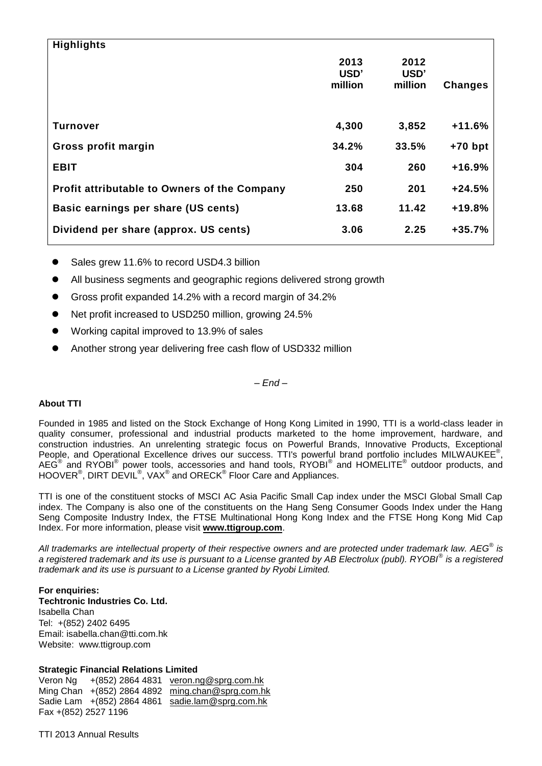| Highlights | 2013 USD' million | 2012 USD' million | Changes |
|---|---|---|---|
| **Turnover** | **4,300** | **3,852** | **+11.6%** |
| **Gross profit margin** | **34.2%** | **33.5%** | **+70 bpt** |
| **EBIT** | **304** | **260** | **+16.9%** |
| **Profit attributable to Owners of the Company** | **250** | **201** | **+24.5%** |
| **Basic earnings per share (US cents)** | **13.68** | **11.42** | **+19.8%** |
| **Dividend per share (approx. US cents)** | **3.06** | **2.25** | **+35.7%** |

- Sales grew 11.6% to record USD4.3 billion
- All business segments and geographic regions delivered strong growth
- Gross profit expanded 14.2% with a record margin of 34.2%
- Net profit increased to USD250 million, growing 24.5%
- Working capital improved to 13.9% of sales
- Another strong year delivering free cash flow of USD332 million

*– End –*

**About TTI**

Founded in 1985 and listed on the Stock Exchange of Hong Kong Limited in 1990, TTI is a world-class leader in quality consumer, professional and industrial products marketed to the home improvement, hardware, and construction industries. An unrelenting strategic focus on Powerful Brands, Innovative Products, Exceptional People, and Operational Excellence drives our success. TTI's powerful brand portfolio includes MILWAUKEE®, AEG® and RYOBI® power tools, accessories and hand tools, RYOBI® and HOMELITE® outdoor products, and HOOVER®, DIRT DEVIL®, VAX® and ORECK® Floor Care and Appliances.

TTI is one of the constituent stocks of MSCI AC Asia Pacific Small Cap index under the MSCI Global Small Cap index. The Company is also one of the constituents on the Hang Seng Consumer Goods Index under the Hang Seng Composite Industry Index, the FTSE Multinational Hong Kong Index and the FTSE Hong Kong Mid Cap Index. For more information, please visit **www.ttigroup.com**.

*All trademarks are intellectual property of their respective owners and are protected under trademark law. AEG® is a registered trademark and its use is pursuant to a License granted by AB Electrolux (publ). RYOBI® is a registered trademark and its use is pursuant to a License granted by Ryobi Limited.*

**For enquiries:**
**Techtronic Industries Co. Ltd.**
Isabella Chan
Tel: +(852) 2402 6495
Email: isabella.chan@tti.com.hk
Website: www.ttigroup.com

**Strategic Financial Relations Limited**
Veron Ng +(852) 2864 4831 veron.ng@sprg.com.hk
Ming Chan +(852) 2864 4892 ming.chan@sprg.com.hk
Sadie Lam +(852) 2864 4861 sadie.lam@sprg.com.hk
Fax +(852) 2527 1196

TTI 2013 Annual Results